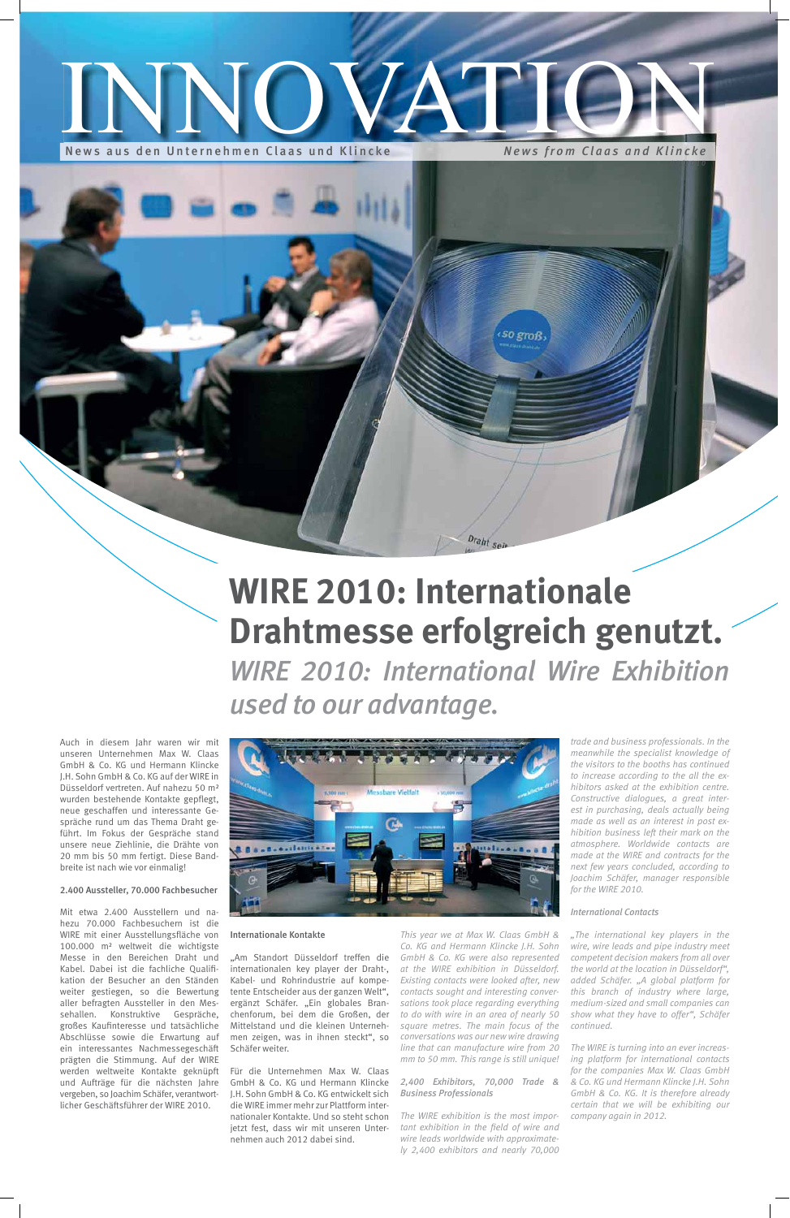# INNOVATION

News aus den Unternehmen Claas und Klincke — *News from Claas and Klincke*

## WIRE 2010: Internationale Drahtmesse erfolgreich genutzt.

## *WIRE 2010: International Wire Exhibition used to our advantage.*

Auch in diesem Jahr waren wir mit unseren Unternehmen Max W. Claas GmbH & Co. KG und Hermann Klincke J.H. Sohn GmbH & Co. KG auf der WIRE in Düsseldorf vertreten. Auf nahezu 50 m² wurden bestehende Kontakte gepflegt, neue geschaffen und interessante Gespräche rund um das Thema Draht geführt. Im Fokus der Gespräche stand unsere neue Ziehlinie, die Drähte von 20 mm bis 50 mm fertigt. Diese Bandbreite ist nach wie vor einmalig!

**2.400 Aussteller, 70.000 Fachbesucher**

Mit etwa 2.400 Ausstellern und nahezu 70.000 Fachbesuchern ist die WIRE mit einer Ausstellungsfläche von 100.000 m² weltweit die wichtigste Messe in den Bereichen Draht und Kabel. Dabei ist die fachliche Qualifikation der Besucher an den Ständen weiter gestiegen, so die Bewertung aller befragten Aussteller in den Messehallen. Konstruktive Gespräche, großes Kaufinteresse und tatsächliche Abschlüsse sowie die Erwartung auf ein interessantes Nachmessegeschäft prägten die Stimmung. Auf der WIRE werden weltweite Kontakte geknüpft und Aufträge für die nächsten Jahre vergeben, so Joachim Schäfer, verantwortlicher Geschäftsführer der WIRE 2010.

**Internationale Kontakte**

„Am Standort Düsseldorf treffen die internationalen key player der Draht-, Kabel- und Rohrindustrie auf kompetente Entscheider aus der ganzen Welt", ergänzt Schäfer. „Ein globales Branchenforum, bei dem die Großen, der Mittelstand und die kleinen Unternehmen zeigen, was in ihnen steckt", so Schäfer weiter.

Für die Unternehmen Max W. Claas GmbH & Co. KG und Hermann Klincke J.H. Sohn GmbH & Co. KG entwickelt sich die WIRE immer mehr zur Plattform internationaler Kontakte. Und so steht schon jetzt fest, dass wir mit unseren Unternehmen auch 2012 dabei sind.

*This year we at Max W. Claas GmbH & Co. KG and Hermann Klincke J.H. Sohn GmbH & Co. KG were also represented at the WIRE exhibition in Düsseldorf. Existing contacts were looked after, new contacts sought and interesting conversations took place regarding everything to do with wire in an area of nearly 50 square metres. The main focus of the conversations was our new wire drawing line that can manufacture wire from 20 mm to 50 mm. This range is still unique!*

***2,400 Exhibitors, 70,000 Trade & Business Professionals***

*The WIRE exhibition is the most important exhibition in the field of wire and wire leads worldwide with approximately 2,400 exhibitors and nearly 70,000 trade and business professionals. In the meanwhile the specialist knowledge of the visitors to the booths has continued to increase according to the all the exhibitors asked at the exhibition centre. Constructive dialogues, a great interest in purchasing, deals actually being made as well as an interest in post exhibition business left their mark on the atmosphere. Worldwide contacts are made at the WIRE and contracts for the next few years concluded, according to Joachim Schäfer, manager responsible for the WIRE 2010.*

*International Contacts*

*„The international key players in the wire, wire leads and pipe industry meet competent decision makers from all over the world at the location in Düsseldorf", added Schäfer. „A global platform for this branch of industry where large, medium-sized and small companies can show what they have to offer", Schäfer continued.*

*The WIRE is turning into an ever increasing platform for international contacts for the companies Max W. Claas GmbH & Co. KG and Hermann Klincke J.H. Sohn GmbH & Co. KG. It is therefore certain already that we will be exhibiting our company again in 2012.*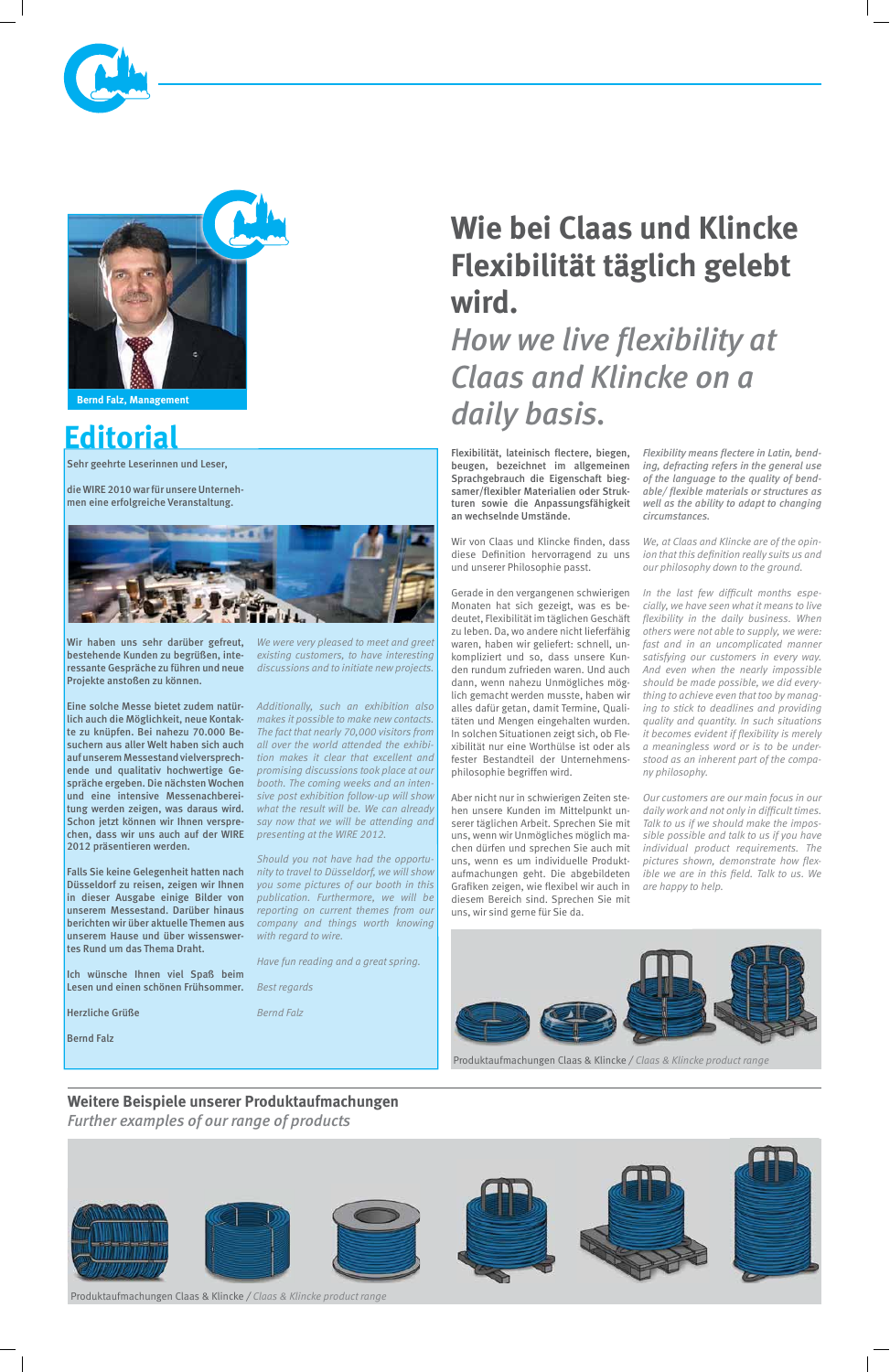Bernd Falz, Management

# Editorial

Sehr geehrte Leserinnen und Leser,

die WIRE 2010 war für unsere Unternehmen eine erfolgreiche Veranstaltung.

Wir haben uns sehr darüber gefreut, bestehende Kunden zu begrüßen, interessante Gespräche zu führen und neue Projekte anstoßen zu können.

*We were very pleased to meet and greet existing customers, to have interesting discussions and to initiate new projects.*

Eine solche Messe bietet zudem natürlich auch die Möglichkeit, neue Kontakte zu knüpfen. Bei nahezu 70.000 Besuchern aus aller Welt haben sich auch auf unserem Messestand vielversprechende und qualitativ hochwertige Gespräche ergeben. Die nächsten Wochen und eine intensive Messenachbereitung werden zeigen, was daraus wird. Schon jetzt können wir Ihnen versprechen, dass wir uns auch auf der WIRE 2012 präsentieren werden.

*Additionally, such an exhibition also makes it possible to make new contacts. The fact that nearly 70,000 visitors from all over the world attended the exhibition makes it clear that excellent and promising discussions took place at our booth. The coming weeks and an intensive post exhibition follow-up will show what the result will be. We can already say now that we will be attending and presenting at the WIRE 2012.*

Falls Sie keine Gelegenheit hatten nach Düsseldorf zu reisen, zeigen wir Ihnen in dieser Ausgabe einige Bilder von unserem Messestand. Darüber hinaus berichten wir über aktuelle Themen aus unserem Hause und über wissenswertes Rund um das Thema Draht.

*Should you not have had the opportunity to travel to Düsseldorf, we will show you some pictures of our booth in this publication. Furthermore, we will be reporting on current themes from our company and things worth knowing with regard to wire.*

Ich wünsche Ihnen viel Spaß beim Lesen und einen schönen Frühsommer.

*Have fun reading and a great spring.*

Herzliche Grüße

*Best regards*

Bernd Falz

*Bernd Falz*

# Wie bei Claas und Klincke Flexibilität täglich gelebt wird.

## *How we live flexibility at Claas and Klincke on a daily basis.*

**Flexibilität, lateinisch flectere, biegen, beugen, bezeichnet im allgemeinen Sprachgebrauch die Eigenschaft biegsamer/flexibler Materialien oder Strukturen sowie die Anpassungsfähigkeit an wechselnde Umstände.**

***Flexibility means flectere in Latin, bending, defracting refers in the general use of the language to the quality of bendable/ flexible materials or structures as well as the ability to adapt to changing circumstances.***

Wir von Claas und Klincke finden, dass diese Definition hervorragend zu uns und unserer Philosophie passt.

*We, at Claas and Klincke are of the opinion that this definition really suits us and our philosophy down to the ground.*

Gerade in den vergangenen schwierigen Monaten hat sich gezeigt, was es bedeutet, Flexibilität im täglichen Geschäft zu leben. Da, wo andere nicht lieferfähig waren, haben wir geliefert: schnell, unkompliziert und so, dass unsere Kunden rundum zufrieden waren. Und auch dann, wenn nahezu Unmögliches möglich gemacht werden musste, haben wir alles dafür getan, damit Termine, Qualitäten und Mengen eingehalten wurden. In solchen Situationen zeigt sich, ob Flexibilität nur eine Worthülse ist oder als fester Bestandteil der Unternehmensphilosophie begriffen wird.

*In the last few difficult months especially, we have seen what it means to live flexibility in the daily business. When others were not able to supply, we were: fast and in an uncomplicated manner satisfying our customers in every way. And even when the nearly impossible should be made possible, we did everything to achieve even that too by managing to stick to deadlines and providing quality and quantity. In such situations it becomes evident if flexibility is merely a meaningless word or is to be understood as an inherent part of the company philosophy.*

Aber nicht nur in schwierigen Zeiten stehen unsere Kunden im Mittelpunkt unserer täglichen Arbeit. Sprechen Sie mit uns, wenn wir Unmögliches möglich machen dürfen und sprechen Sie auch mit uns, wenn es um individuelle Produktaufmachungen geht. Die abgebildeten Grafiken zeigen, wie flexibel wir auch in diesem Bereich sind. Sprechen Sie mit uns, wir sind gerne für Sie da.

*Our customers are our main focus in our daily work and not only in difficult times. Talk to us if we should make the impossible possible and talk to us if you have individual product requirements. The pictures shown, demonstrate how flexible we are in this field. Talk to us. We are happy to help.*

Produktaufmachungen Claas & Klincke / *Claas & Klincke product range*

## Weitere Beispiele unserer Produktaufmachungen

### *Further examples of our range of products*

Produktaufmachungen Claas & Klincke / *Claas & Klincke product range*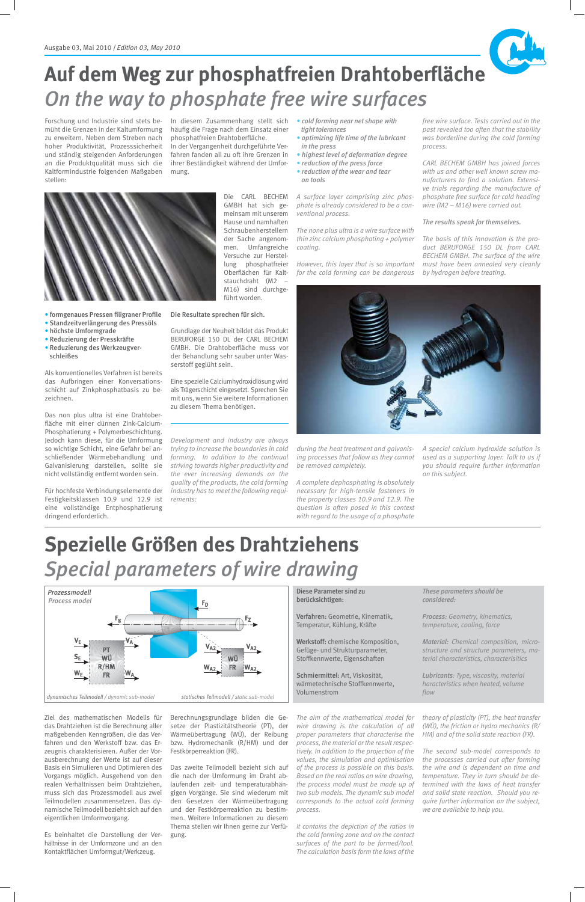Ausgabe 03, Mai 2010 / *Edition 03, May 2010*

# Auf dem Weg zur phosphatfreien Drahtoberfläche

## *On the way to phosphate free wire surfaces*

Forschung und Industrie sind stets bemüht die Grenzen in der Kaltumformung zu erweitern. Neben dem Streben nach hoher Produktivität, Prozesssicherheit und ständig steigenden Anforderungen an die Produktqualität muss sich die Kaltformindustrie folgenden Maßgaben stellen:

- formgenaues Pressen filigraner Profile
- Standzeitverlängerung des Pressöls
- höchste Umformgrade
- Reduzierung der Presskräfte
- Reduzierung des Werkzeugverschleißes

Als konventionelles Verfahren ist bereits das Aufbringen einer Konversionsschicht auf Zinkphosphatbasis zu bezeichnen.

Das non plus ultra ist eine Drahtoberfläche mit einer dünnen Zink-Calcium-Phosphatierung + Polymerbeschichtung. Jedoch kann diese, für die Umformung so wichtige Schicht, eine Gefahr bei anschließender Wärmebehandlung und Galvanisierung darstellen, sollte sie nicht vollständig entfernt worden sein.

Für hochfeste Verbindungselemente der Festigkeitsklassen 10.9 und 12.9 ist eine vollständige Entphosphatierung dringend erforderlich.

In diesem Zusammenhang stellt sich häufig die Frage nach dem Einsatz einer phosphatfreien Drahtoberfläche. In der Vergangenheit durchgeführte Verfahren fanden all zu oft ihre Grenzen in ihrer Beständigkeit während der Umformung.

Die CARL BECHEM GMBH hat sich gemeinsam mit unserem Hause und namhaften Schraubenherstellern der Sache angenommen. Umfangreiche Versuche zur Herstellung phosphatfreier Oberflächen für Kaltstauchdraht (M2 – M16) sind durchgeführt worden.

**Die Resultate sprechen für sich.**

Grundlage der Neuheit bildet das Produkt BERUFORGE 150 DL der CARL BECHEM GMBH. Die Drahtoberfläche muss vor der Behandlung sehr sauber unter Wasserstoff geglüht sein.

Eine spezielle Calciumhydroxidlösung wird als Trägerschicht eingesetzt. Sprechen Sie mit uns, wenn Sie weitere Informationen zu diesem Thema benötigen.

*Development and industry are always trying to increase the boundaries in cold forming. In addition to the continual striving towards higher productivity and the ever increasing demands on the quality of the products, the cold forming industry has to meet the following requirements:*

- *cold forming near net shape with tight tolerances*
- *optimizing life time of the lubricant in the press*
- *highest level of deformation degree*
- *reduction of the press force*
- *reduction of the wear and tear on tools*

*A surface layer comprising zinc phosphate is already considered to be a conventional process.*

*The none plus ultra is a wire surface with thin zinc calcium phosphating + polymer coating.*

*However, this layer that is so important for the cold forming can be dangerous during the heat treatment and galvanising processes that follow as they cannot be removed completely.*

*A complete dephosphating is absolutely necessary for high-tensile fasteners in the property classes 10.9 and 12.9. The question is often posed in this context with regard to the usage of a phosphate free wire surface. Tests carried out in the past revealed too often that the stability was borderline during the cold forming process.*

*CARL BECHEM GMBH has joined forces with us and other well known screw manufacturers to find a solution. Extensive trials regarding the manufacture of phosphate free surface for cold heading wire (M2 – M16) were carried out.*

***The results speak for themselves.***

*The basis of this innovation is the product BERUFORGE 150 DL from CARL BECHEM GMBH. The surface of the wire must have been annealed very cleanly by hydrogen before treating.*

*A special calcium hydroxide solution is used as a supporting layer. Talk to us if you should require further information on this subject.*

# Spezielle Größen des Drahtziehens

## *Special parameters of wire drawing*

**Prozessmodell**
*Process model*

dynamisches Teilmodell / *dynamic sub-model* — statisches Teilmodell / *static sub-model*

**Diese Parameter sind zu berücksichtigen:**

**Verfahren:** Geometrie, Kinematik, Temperatur, Kühlung, Kräfte

**Werkstoff:** chemische Komposition, Gefüge- und Strukturparameter, Stoffkennwerte, Eigenschaften

**Schmiermittel:** Art, Viskosität, wärmetechnische Stoffkennwerte, Volumenstrom

***These parameters should be considered:***

***Process:*** *Geometry, kinematics, temperature, cooling, force*

***Material:*** *Chemical composition, microstructure and structure parameters, material characteristics, characteristics*

***Lubricants:*** *Type, viscosity, material haracteristics when heated, volume flow*

Ziel des mathematischen Modells für das Drahtziehen ist die Berechnung aller maßgebenden Kenngrößen, die das Verfahren und den Werkstoff bzw. das Erzeugnis charakterisieren. Außer der Vorausberechnung der Werte ist auf dieser Basis ein Simulieren und Optimieren des Vorgangs möglich. Ausgehend von den realen Verhältnissen beim Drahtziehen, muss sich das Prozessmodell aus zwei Teilmodellen zusammensetzen. Das dynamische Teilmodell bezieht sich auf den eigentlichen Umformvorgang.

Es beinhaltet die Darstellung der Verhältnisse in der Umformzone und an den Kontaktflächen Umformgut/Werkzeug.

Berechnungsgrundlage bilden die Gesetze der Plastizitätstheorie (PT), der Wärmeübertragung (WÜ), der Reibung bzw. Hydromechanik (R/HM) und der Festkörperreaktion (FR).

Das zweite Teilmodell bezieht sich auf die nach der Umformung im Draht ablaufenden zeit- und temperaturabhängigen Vorgänge. Sie sind wiederum mit den Gesetzen der Wärmeübertragung und der Festkörperreaktion zu bestimmen. Weitere Informationen zu diesem Thema stellen wir Ihnen gerne zur Verfügung.

*The aim of the mathematical model for wire drawing is the calculation of all proper parameters that characterise the process, the material or the result respectively. In addition to the projection of the values, the simulation and optimisation of the process is possible on this basis. Based on the real ratios on wire drawing, the process model must be made up of two sub models. The dynamic sub model corresponds to the actual cold forming process.*

*It contains the depiction of the ratios in the cold forming zone and on the contact surfaces of the part to be formed/tool. The calculation basis form the laws of the theory of plasticity (PT), the heat transfer (WÜ), the friction or hydro mechanics (R/HM) and of the solid state reaction (FR).*

*The second sub-model corresponds to the processes carried out after forming the wire and is dependent on time and temperature. They in turn should be determined with the laws of heat transfer and solid state reaction. Should you require further information on the subject, we are available to help you.*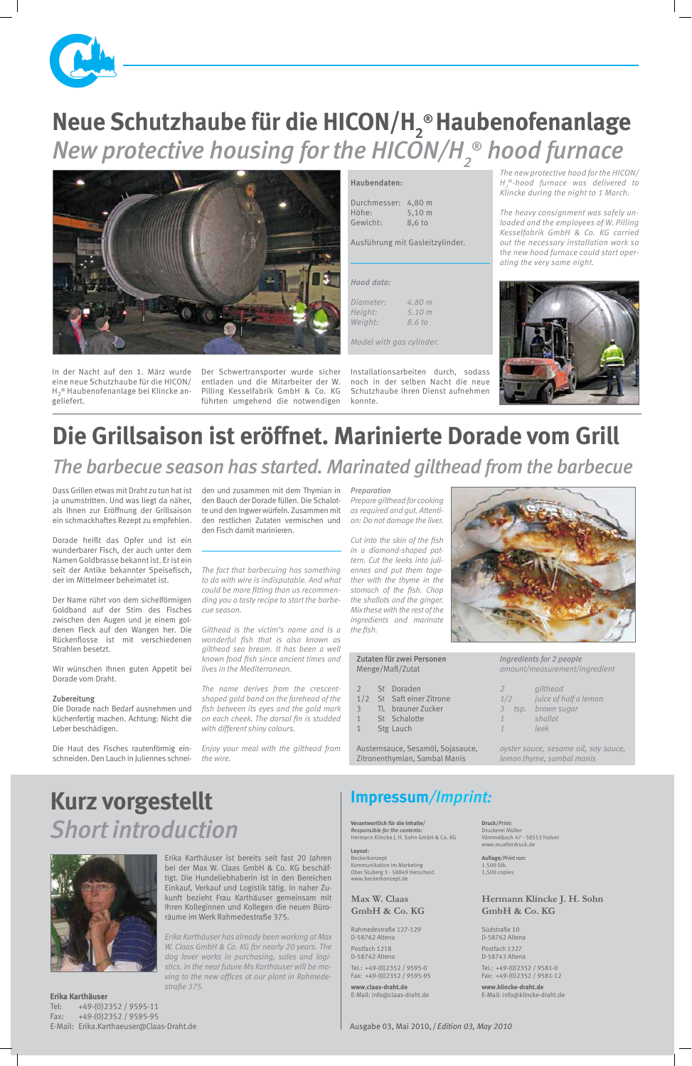# Neue Schutzhaube für die HICON/$H_2$® Haubenofenanlage

## *New protective housing for the HICON/$H_2$® hood furnace*

**Haubendaten:**

Durchmesser: 4,80 m
Höhe: 5,10 m
Gewicht: 8,6 to

Ausführung mit Gasleitzylinder.

*Hood data:*

*Diameter: 4.80 m*
*Height: 5.10 m*
*Weight: 8.6 to*

*Model with gas cylinder.*

In der Nacht auf den 1. März wurde eine neue Schutzhaube für die HICON/$H_2$® Haubenofenanlage bei Klincke angeliefert.

Der Schwertransporter wurde sicher entladen und die Mitarbeiter der W. Pilling Kesselfabrik GmbH & Co. KG führten umgehend die notwendigen Installationsarbeiten durch, sodass noch in der selben Nacht die neue Schutzhaube Ihren Dienst aufnehmen konnte.

*The new protective hood for the HICON/$H_2$®-hood furnace was delivered to Klincke during the night to 1 March.*

*The heavy consignment was safely unloaded and the employees of W. Pilling Kesselfabrik GmbH & Co. KG carried out the necessary installation work so the new hood furnace could start operating the very same night.*

# Die Grillsaison ist eröffnet. Marinierte Dorade vom Grill

## *The barbecue season has started. Marinated gilthead from the barbecue*

Dass Grillen etwas mit Draht zu tun hat ist ja unumstritten. Und was liegt da näher, als Ihnen zur Eröffnung der Grillsaison ein schmackhaftes Rezept zu empfehlen.

Dorade heißt das Opfer und ist ein wunderbarer Fisch, der auch unter dem Namen Goldbrasse bekannt ist. Er ist ein seit der Antike bekannter Speisefisch, der im Mittelmeer beheimatet ist.

Der Name rührt von dem sichelförmigen Goldband auf der Stirn des Fisches zwischen den Augen und je einem goldenen Fleck auf den Wangen her. Die Rückenflosse ist mit verschiedenen Strahlen besetzt.

Wir wünschen Ihnen guten Appetit bei Dorade vom Draht.

**Zubereitung**
Die Dorade nach Bedarf ausnehmen und küchenfertig machen. Achtung: Nicht die Leber beschädigen.

Die Haut des Fisches rautenförmig einschneiden. Den Lauch in Julliennes schneiden und zusammen mit dem Thymian in den Bauch der Dorade füllen. Die Schalotte und den Ingwer würfeln. Zusammen mit den restlichen Zutaten vermischen und den Fisch damit marinieren.

*The fact that barbecuing has something to do with wire is indisputable. And what could be more fitting than us recommending you a tasty recipe to start the barbecue season.*

*Gilthead is the victim's name and is a wonderful fish that is also known as gilthead sea bream. It has been a well known food fish since ancient times and lives in the Mediterranean.*

*The name derives from the crescent-shaped gold band on the forehead of the fish between its eyes and the gold mark on each cheek. The dorsal fin is studded with different shiny colours.*

*Enjoy your meal with the gilthead from the wire.*

*Preparation*
*Prepare gilthead for cooking as required and gut. Attention: Do not damage the liver.*

*Cut into the skin of the fish in a diamond-shaped pattern. Cut the leeks into juliennes and put them together with the thyme in the stomach of the fish. Chop the shallots and the ginger. Mix these with the rest of the ingredients and marinate the fish.*

**Zutaten für zwei Personen**
Menge/Maß/Zutat

| | | |
|---|---|---|
| 2 | St | Doraden |
| 1/2 | St | Saft einer Zitrone |
| 3 | TL | brauner Zucker |
| 1 | St | Schalotte |
| 1 | Stg | Lauch |

Austernsauce, Sesamöl, Sojasauce, Zitronenthymian, Sambal Manis

*Ingredients for 2 people*
*amount/measurement/ingredient*

| | | |
|---|---|---|
| *2* | | *gilthead* |
| *1/2* | | *juice of half a lemon* |
| *3* | *tsp.* | *brown sugar* |
| *1* | | *shallot* |
| *1* | | *leek* |

*oyster sauce, sesame oil, soy sauce, lemon thyme, sambal manis*

# Kurz vorgestellt

## *Short introduction*

Erika Karthäuser ist bereits seit fast 20 Jahren bei der Max W. Claas GmbH & Co. KG beschäftigt. Die Hundeliebhaberin ist in den Bereichen Einkauf, Verkauf und Logistik tätig. In naher Zukunft bezieht Frau Karthäuser gemeinsam mit Ihren Kolleginnen und Kollegen die neuen Büroräume im Werk Rahmedestraße 375.

*Erika Karthäuser has already been working at Max W. Claas GmbH & Co. KG for nearly 20 years. The dog lover works in purchasing, sales and logistics. In the near future Ms Karthäuser will be moving to the new offices at our plant in Rahmedestraße 375.*

**Erika Karthäuser**
Tel: +49-(0)2352 / 9595-11
Fax: +49-(0)2352 / 9595-95
E-Mail: Erika.Karthaeuser@Claas-Draht.de

# Impressum/*Imprint:*

**Verantwortlich für die Inhalte/** ***Responsible for the contents:***
Hermann Klincke J. H. Sohn GmbH & Co. KG

**Layout:**
Beckerkonzept
Kommunikation im Marketing
Ober Stuberg 3 · 58849 Herscheid
www.beckerkonzept.de

**Druck/*Print:***
Druckerei Müller
Vömmelbach 47 · 58553 Halver
www.muellerdruck.de

**Auflage/*Print run:***
1.500 Stk.
1,500 copies

**Max W. Claas GmbH & Co. KG**

Rahmedestraße 127-129
D-58762 Altena

Postfach 1218
D-58742 Altena

Tel.: +49-(0)2352 / 9595-0
Fax: +49-(0)2352 / 9595-95

**www.claas-draht.de**
E-Mail: info@claas-draht.de

**Hermann Klincke J. H. Sohn GmbH & Co. KG**

Südstraße 10
D-58762 Altena

Postfach 1327
D-58743 Altena

Tel.: +49-(0)2352 / 9581-0
Fax: +49-(0)2352 / 9581-12

**www.klincke-draht.de**
E-Mail: info@klincke-draht.de

Ausgabe 03, Mai 2010, / *Edition 03, May 2010*